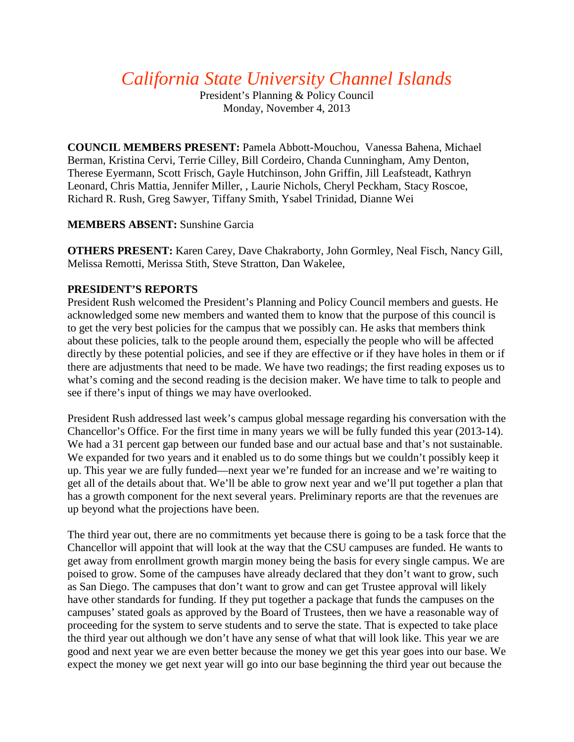# *California State University Channel Islands*

President's Planning & Policy Council
Monday, November 4, 2013

**COUNCIL MEMBERS PRESENT:** Pamela Abbott-Mouchou, Vanessa Bahena, Michael Berman, Kristina Cervi, Terrie Cilley, Bill Cordeiro, Chanda Cunningham, Amy Denton, Therese Eyermann, Scott Frisch, Gayle Hutchinson, John Griffin, Jill Leafsteadt, Kathryn Leonard, Chris Mattia, Jennifer Miller, , Laurie Nichols, Cheryl Peckham, Stacy Roscoe, Richard R. Rush, Greg Sawyer, Tiffany Smith, Ysabel Trinidad, Dianne Wei

**MEMBERS ABSENT:** Sunshine Garcia

**OTHERS PRESENT:** Karen Carey, Dave Chakraborty, John Gormley, Neal Fisch, Nancy Gill, Melissa Remotti, Merissa Stith, Steve Stratton, Dan Wakelee,

**PRESIDENT'S REPORTS**

President Rush welcomed the President's Planning and Policy Council members and guests. He acknowledged some new members and wanted them to know that the purpose of this council is to get the very best policies for the campus that we possibly can. He asks that members think about these policies, talk to the people around them, especially the people who will be affected directly by these potential policies, and see if they are effective or if they have holes in them or if there are adjustments that need to be made. We have two readings; the first reading exposes us to what's coming and the second reading is the decision maker. We have time to talk to people and see if there's input of things we may have overlooked.

President Rush addressed last week's campus global message regarding his conversation with the Chancellor's Office. For the first time in many years we will be fully funded this year (2013-14). We had a 31 percent gap between our funded base and our actual base and that's not sustainable. We expanded for two years and it enabled us to do some things but we couldn't possibly keep it up. This year we are fully funded—next year we're funded for an increase and we're waiting to get all of the details about that. We'll be able to grow next year and we'll put together a plan that has a growth component for the next several years. Preliminary reports are that the revenues are up beyond what the projections have been.

The third year out, there are no commitments yet because there is going to be a task force that the Chancellor will appoint that will look at the way that the CSU campuses are funded. He wants to get away from enrollment growth margin money being the basis for every single campus. We are poised to grow. Some of the campuses have already declared that they don't want to grow, such as San Diego. The campuses that don't want to grow and can get Trustee approval will likely have other standards for funding. If they put together a package that funds the campuses on the campuses' stated goals as approved by the Board of Trustees, then we have a reasonable way of proceeding for the system to serve students and to serve the state. That is expected to take place the third year out although we don't have any sense of what that will look like. This year we are good and next year we are even better because the money we get this year goes into our base. We expect the money we get next year will go into our base beginning the third year out because the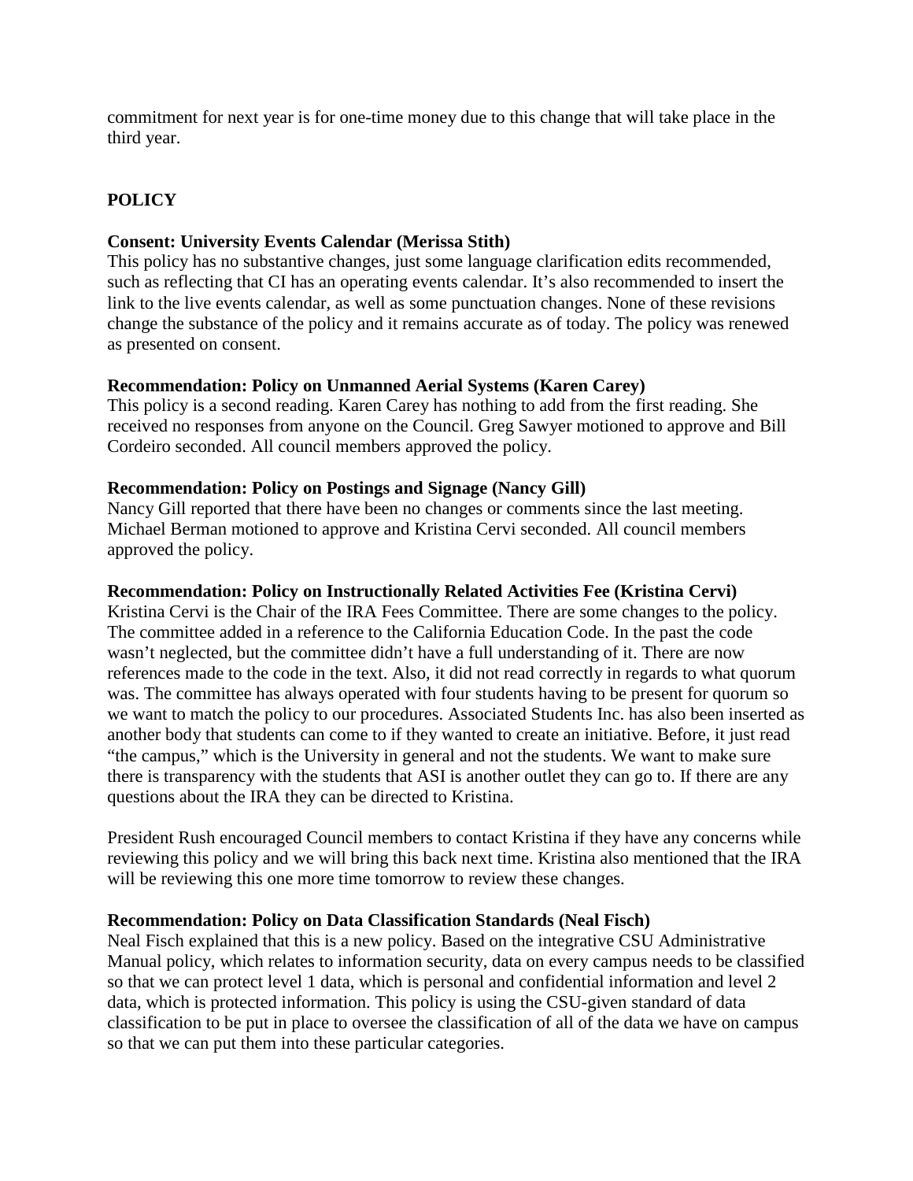commitment for next year is for one-time money due to this change that will take place in the third year.

## POLICY

**Consent: University Events Calendar (Merissa Stith)**

This policy has no substantive changes, just some language clarification edits recommended, such as reflecting that CI has an operating events calendar. It's also recommended to insert the link to the live events calendar, as well as some punctuation changes. None of these revisions change the substance of the policy and it remains accurate as of today. The policy was renewed as presented on consent.

**Recommendation: Policy on Unmanned Aerial Systems (Karen Carey)**

This policy is a second reading. Karen Carey has nothing to add from the first reading. She received no responses from anyone on the Council. Greg Sawyer motioned to approve and Bill Cordeiro seconded. All council members approved the policy.

**Recommendation: Policy on Postings and Signage (Nancy Gill)**

Nancy Gill reported that there have been no changes or comments since the last meeting. Michael Berman motioned to approve and Kristina Cervi seconded. All council members approved the policy.

**Recommendation: Policy on Instructionally Related Activities Fee (Kristina Cervi)**

Kristina Cervi is the Chair of the IRA Fees Committee. There are some changes to the policy. The committee added in a reference to the California Education Code. In the past the code wasn't neglected, but the committee didn't have a full understanding of it. There are now references made to the code in the text. Also, it did not read correctly in regards to what quorum was. The committee has always operated with four students having to be present for quorum so we want to match the policy to our procedures. Associated Students Inc. has also been inserted as another body that students can come to if they wanted to create an initiative. Before, it just read "the campus," which is the University in general and not the students. We want to make sure there is transparency with the students that ASI is another outlet they can go to. If there are any questions about the IRA they can be directed to Kristina.

President Rush encouraged Council members to contact Kristina if they have any concerns while reviewing this policy and we will bring this back next time. Kristina also mentioned that the IRA will be reviewing this one more time tomorrow to review these changes.

**Recommendation: Policy on Data Classification Standards (Neal Fisch)**

Neal Fisch explained that this is a new policy. Based on the integrative CSU Administrative Manual policy, which relates to information security, data on every campus needs to be classified so that we can protect level 1 data, which is personal and confidential information and level 2 data, which is protected information. This policy is using the CSU-given standard of data classification to be put in place to oversee the classification of all of the data we have on campus so that we can put them into these particular categories.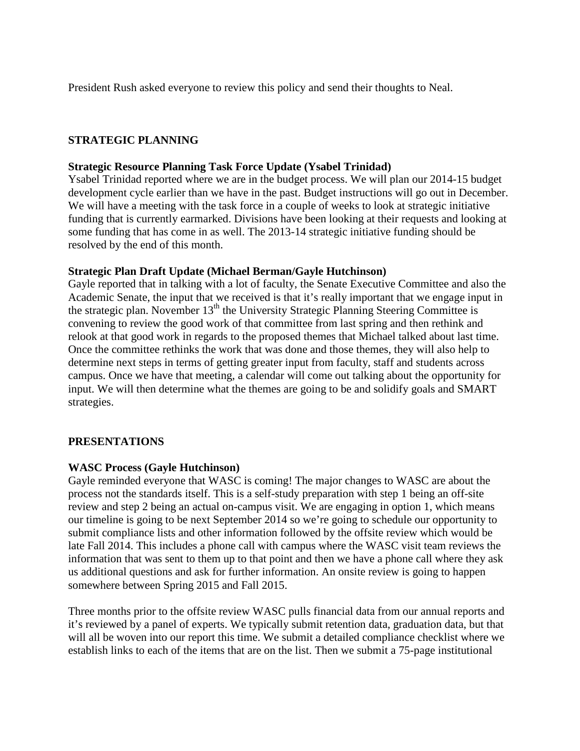President Rush asked everyone to review this policy and send their thoughts to Neal.

## STRATEGIC PLANNING

### Strategic Resource Planning Task Force Update (Ysabel Trinidad)

Ysabel Trinidad reported where we are in the budget process. We will plan our 2014-15 budget development cycle earlier than we have in the past. Budget instructions will go out in December. We will have a meeting with the task force in a couple of weeks to look at strategic initiative funding that is currently earmarked. Divisions have been looking at their requests and looking at some funding that has come in as well. The 2013-14 strategic initiative funding should be resolved by the end of this month.

### Strategic Plan Draft Update (Michael Berman/Gayle Hutchinson)

Gayle reported that in talking with a lot of faculty, the Senate Executive Committee and also the Academic Senate, the input that we received is that it's really important that we engage input in the strategic plan. November 13th the University Strategic Planning Steering Committee is convening to review the good work of that committee from last spring and then rethink and relook at that good work in regards to the proposed themes that Michael talked about last time. Once the committee rethinks the work that was done and those themes, they will also help to determine next steps in terms of getting greater input from faculty, staff and students across campus. Once we have that meeting, a calendar will come out talking about the opportunity for input. We will then determine what the themes are going to be and solidify goals and SMART strategies.

## PRESENTATIONS

### WASC Process (Gayle Hutchinson)

Gayle reminded everyone that WASC is coming! The major changes to WASC are about the process not the standards itself. This is a self-study preparation with step 1 being an off-site review and step 2 being an actual on-campus visit. We are engaging in option 1, which means our timeline is going to be next September 2014 so we're going to schedule our opportunity to submit compliance lists and other information followed by the offsite review which would be late Fall 2014. This includes a phone call with campus where the WASC visit team reviews the information that was sent to them up to that point and then we have a phone call where they ask us additional questions and ask for further information. An onsite review is going to happen somewhere between Spring 2015 and Fall 2015.

Three months prior to the offsite review WASC pulls financial data from our annual reports and it's reviewed by a panel of experts. We typically submit retention data, graduation data, but that will all be woven into our report this time. We submit a detailed compliance checklist where we establish links to each of the items that are on the list. Then we submit a 75-page institutional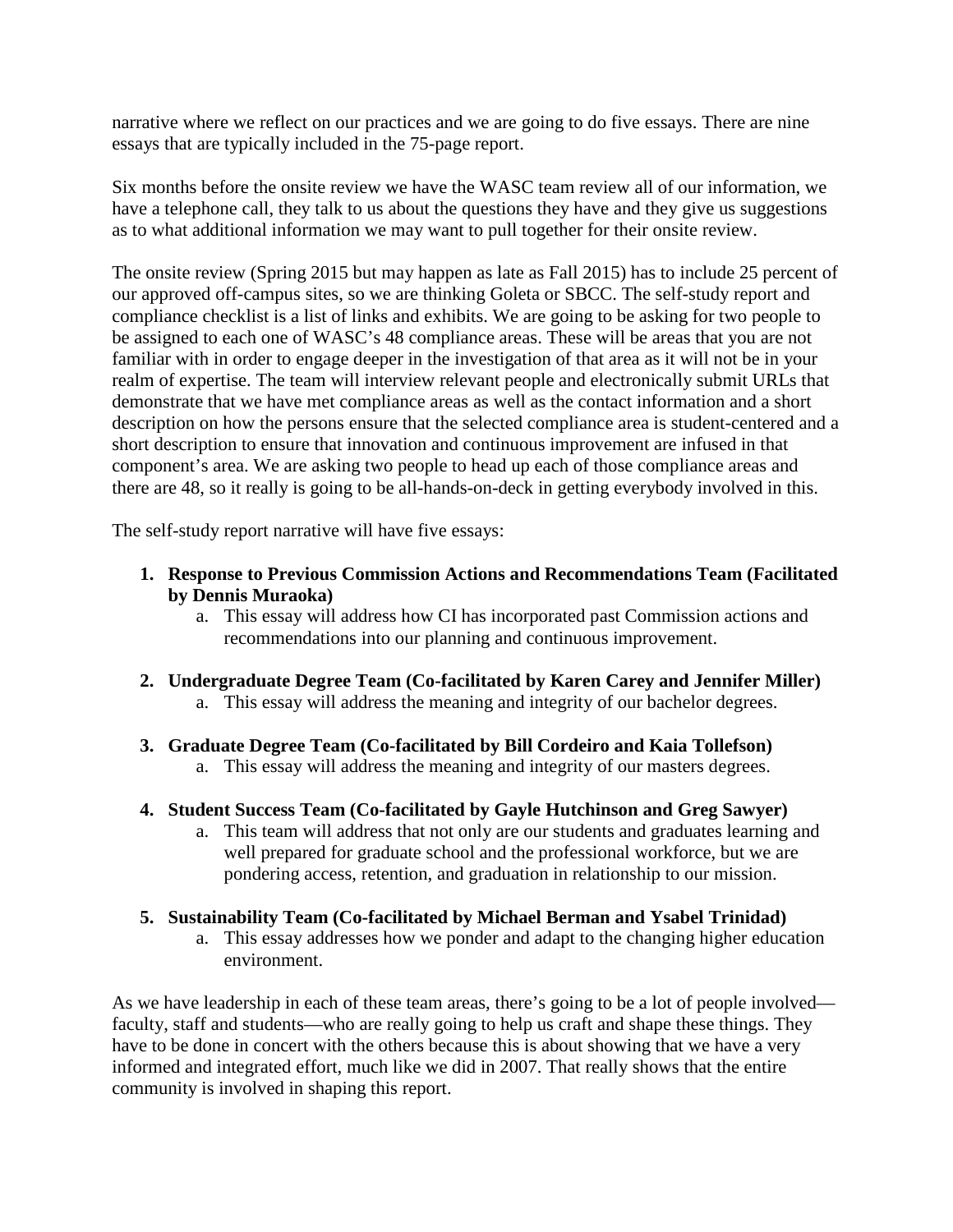narrative where we reflect on our practices and we are going to do five essays. There are nine essays that are typically included in the 75-page report.

Six months before the onsite review we have the WASC team review all of our information, we have a telephone call, they talk to us about the questions they have and they give us suggestions as to what additional information we may want to pull together for their onsite review.

The onsite review (Spring 2015 but may happen as late as Fall 2015) has to include 25 percent of our approved off-campus sites, so we are thinking Goleta or SBCC. The self-study report and compliance checklist is a list of links and exhibits. We are going to be asking for two people to be assigned to each one of WASC's 48 compliance areas. These will be areas that you are not familiar with in order to engage deeper in the investigation of that area as it will not be in your realm of expertise. The team will interview relevant people and electronically submit URLs that demonstrate that we have met compliance areas as well as the contact information and a short description on how the persons ensure that the selected compliance area is student-centered and a short description to ensure that innovation and continuous improvement are infused in that component's area. We are asking two people to head up each of those compliance areas and there are 48, so it really is going to be all-hands-on-deck in getting everybody involved in this.

The self-study report narrative will have five essays:

1. **Response to Previous Commission Actions and Recommendations Team (Facilitated by Dennis Muraoka)**
   a. This essay will address how CI has incorporated past Commission actions and recommendations into our planning and continuous improvement.

2. **Undergraduate Degree Team (Co-facilitated by Karen Carey and Jennifer Miller)**
   a. This essay will address the meaning and integrity of our bachelor degrees.

3. **Graduate Degree Team (Co-facilitated by Bill Cordeiro and Kaia Tollefson)**
   a. This essay will address the meaning and integrity of our masters degrees.

4. **Student Success Team (Co-facilitated by Gayle Hutchinson and Greg Sawyer)**
   a. This team will address that not only are our students and graduates learning and well prepared for graduate school and the professional workforce, but we are pondering access, retention, and graduation in relationship to our mission.

5. **Sustainability Team (Co-facilitated by Michael Berman and Ysabel Trinidad)**
   a. This essay addresses how we ponder and adapt to the changing higher education environment.

As we have leadership in each of these team areas, there's going to be a lot of people involved—faculty, staff and students—who are really going to help us craft and shape these things. They have to be done in concert with the others because this is about showing that we have a very informed and integrated effort, much like we did in 2007. That really shows that the entire community is involved in shaping this report.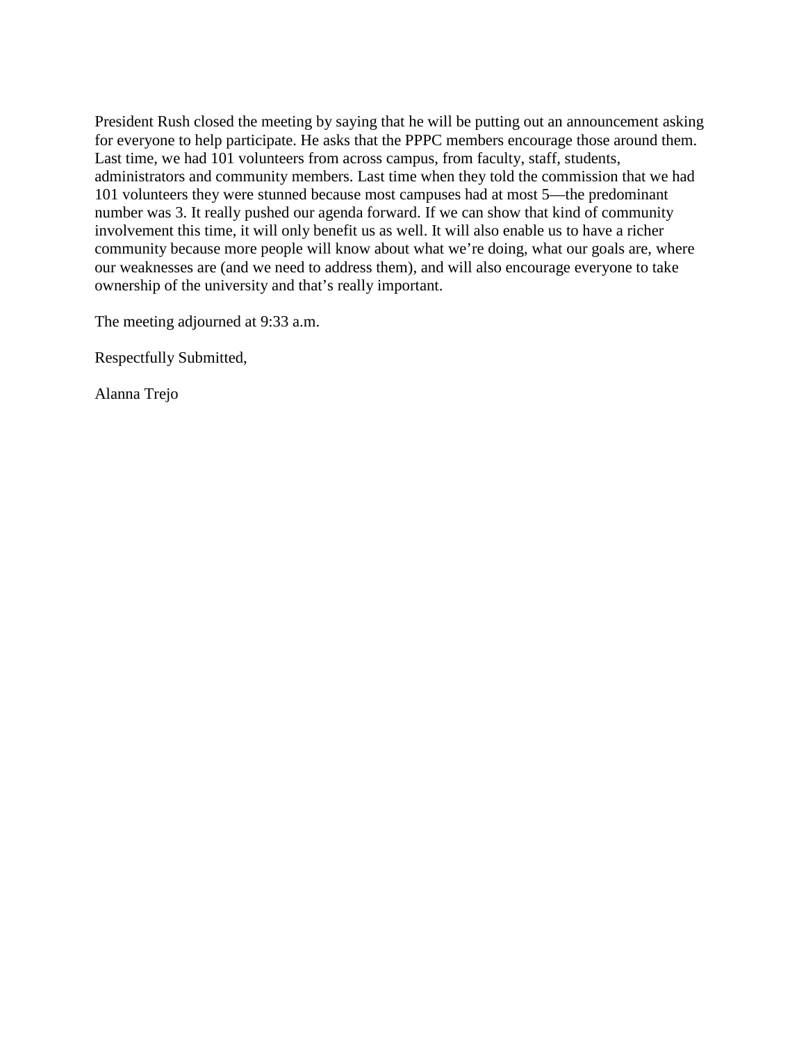President Rush closed the meeting by saying that he will be putting out an announcement asking for everyone to help participate. He asks that the PPPC members encourage those around them. Last time, we had 101 volunteers from across campus, from faculty, staff, students, administrators and community members. Last time when they told the commission that we had 101 volunteers they were stunned because most campuses had at most 5—the predominant number was 3. It really pushed our agenda forward. If we can show that kind of community involvement this time, it will only benefit us as well. It will also enable us to have a richer community because more people will know about what we're doing, what our goals are, where our weaknesses are (and we need to address them), and will also encourage everyone to take ownership of the university and that's really important.

The meeting adjourned at 9:33 a.m.

Respectfully Submitted,

Alanna Trejo